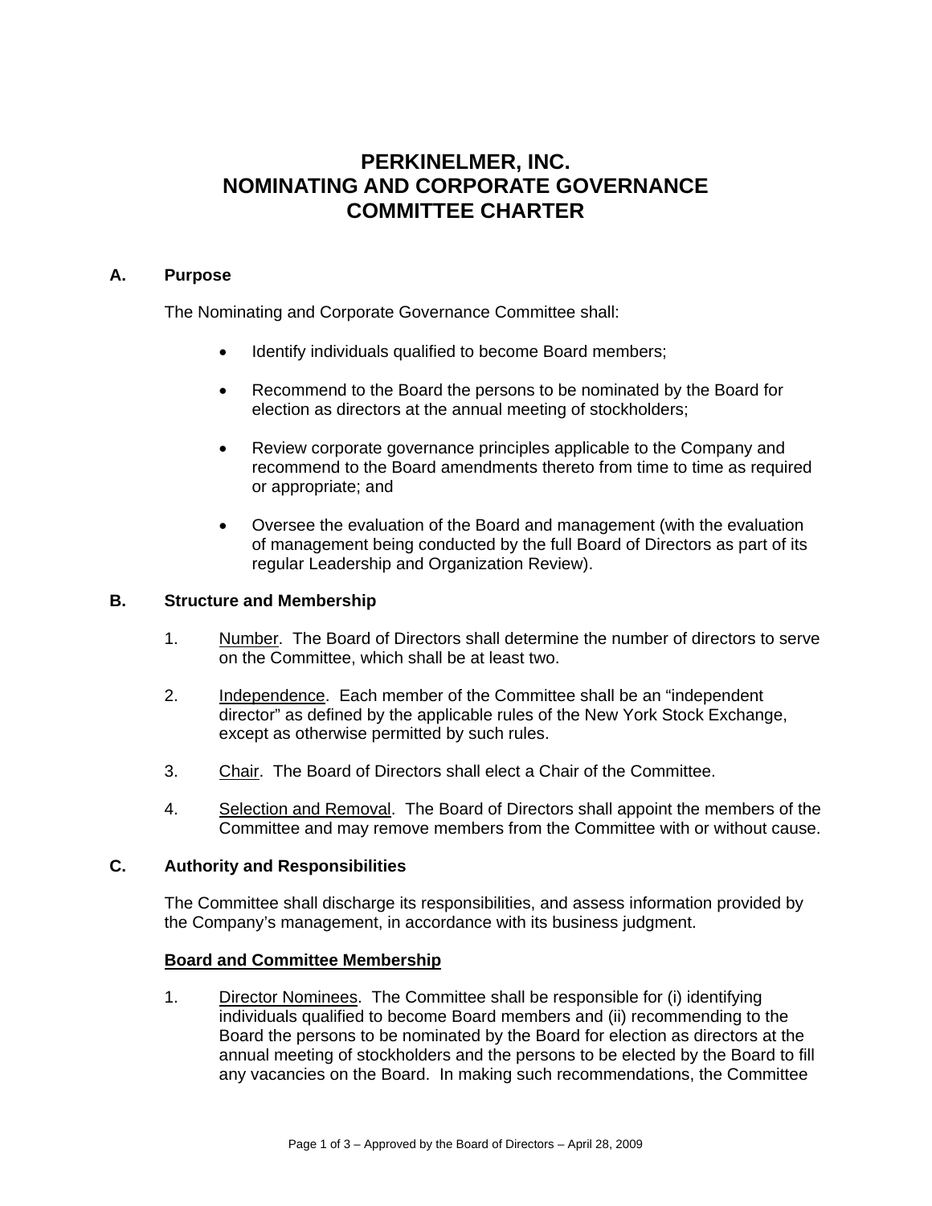# PERKINELMER, INC.
# NOMINATING AND CORPORATE GOVERNANCE COMMITTEE CHARTER

## A. Purpose

The Nominating and Corporate Governance Committee shall:

- Identify individuals qualified to become Board members;
- Recommend to the Board the persons to be nominated by the Board for election as directors at the annual meeting of stockholders;
- Review corporate governance principles applicable to the Company and recommend to the Board amendments thereto from time to time as required or appropriate; and
- Oversee the evaluation of the Board and management (with the evaluation of management being conducted by the full Board of Directors as part of its regular Leadership and Organization Review).

## B. Structure and Membership

1. Number. The Board of Directors shall determine the number of directors to serve on the Committee, which shall be at least two.
2. Independence. Each member of the Committee shall be an "independent director" as defined by the applicable rules of the New York Stock Exchange, except as otherwise permitted by such rules.
3. Chair. The Board of Directors shall elect a Chair of the Committee.
4. Selection and Removal. The Board of Directors shall appoint the members of the Committee and may remove members from the Committee with or without cause.

## C. Authority and Responsibilities

The Committee shall discharge its responsibilities, and assess information provided by the Company's management, in accordance with its business judgment.

**Board and Committee Membership**

1. Director Nominees. The Committee shall be responsible for (i) identifying individuals qualified to become Board members and (ii) recommending to the Board the persons to be nominated by the Board for election as directors at the annual meeting of stockholders and the persons to be elected by the Board to fill any vacancies on the Board. In making such recommendations, the Committee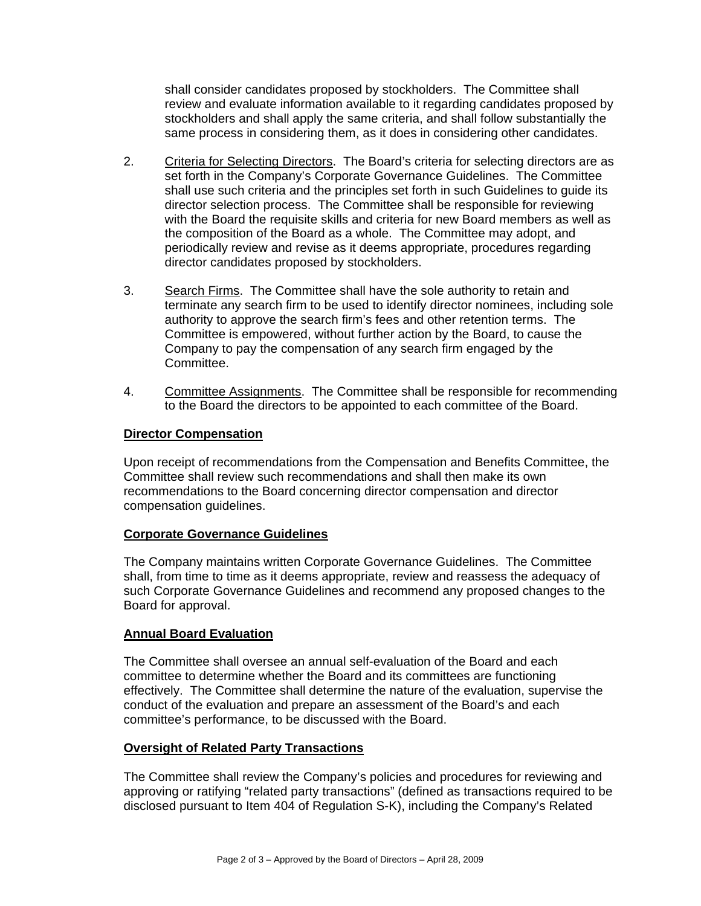shall consider candidates proposed by stockholders. The Committee shall review and evaluate information available to it regarding candidates proposed by stockholders and shall apply the same criteria, and shall follow substantially the same process in considering them, as it does in considering other candidates.

2. Criteria for Selecting Directors. The Board's criteria for selecting directors are as set forth in the Company's Corporate Governance Guidelines. The Committee shall use such criteria and the principles set forth in such Guidelines to guide its director selection process. The Committee shall be responsible for reviewing with the Board the requisite skills and criteria for new Board members as well as the composition of the Board as a whole. The Committee may adopt, and periodically review and revise as it deems appropriate, procedures regarding director candidates proposed by stockholders.

3. Search Firms. The Committee shall have the sole authority to retain and terminate any search firm to be used to identify director nominees, including sole authority to approve the search firm's fees and other retention terms. The Committee is empowered, without further action by the Board, to cause the Company to pay the compensation of any search firm engaged by the Committee.

4. Committee Assignments. The Committee shall be responsible for recommending to the Board the directors to be appointed to each committee of the Board.

**Director Compensation**

Upon receipt of recommendations from the Compensation and Benefits Committee, the Committee shall review such recommendations and shall then make its own recommendations to the Board concerning director compensation and director compensation guidelines.

**Corporate Governance Guidelines**

The Company maintains written Corporate Governance Guidelines. The Committee shall, from time to time as it deems appropriate, review and reassess the adequacy of such Corporate Governance Guidelines and recommend any proposed changes to the Board for approval.

**Annual Board Evaluation**

The Committee shall oversee an annual self-evaluation of the Board and each committee to determine whether the Board and its committees are functioning effectively. The Committee shall determine the nature of the evaluation, supervise the conduct of the evaluation and prepare an assessment of the Board's and each committee's performance, to be discussed with the Board.

**Oversight of Related Party Transactions**

The Committee shall review the Company's policies and procedures for reviewing and approving or ratifying "related party transactions" (defined as transactions required to be disclosed pursuant to Item 404 of Regulation S-K), including the Company's Related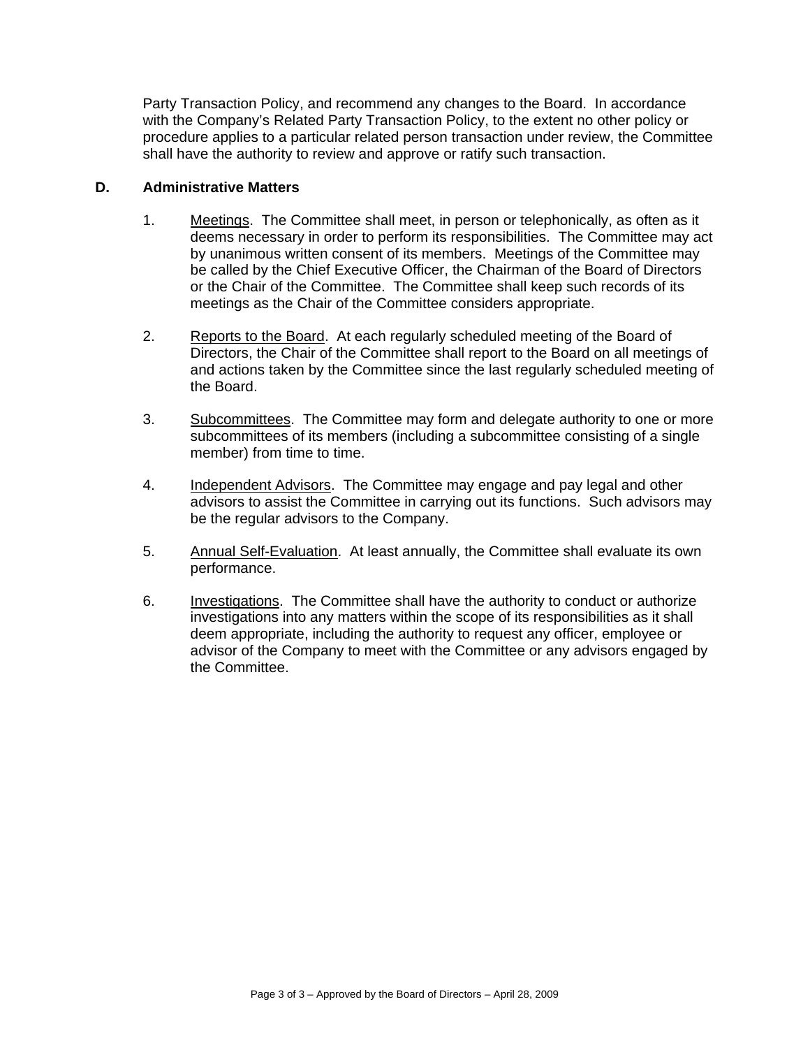Party Transaction Policy, and recommend any changes to the Board. In accordance with the Company's Related Party Transaction Policy, to the extent no other policy or procedure applies to a particular related person transaction under review, the Committee shall have the authority to review and approve or ratify such transaction.

## D. Administrative Matters

1. Meetings. The Committee shall meet, in person or telephonically, as often as it deems necessary in order to perform its responsibilities. The Committee may act by unanimous written consent of its members. Meetings of the Committee may be called by the Chief Executive Officer, the Chairman of the Board of Directors or the Chair of the Committee. The Committee shall keep such records of its meetings as the Chair of the Committee considers appropriate.

2. Reports to the Board. At each regularly scheduled meeting of the Board of Directors, the Chair of the Committee shall report to the Board on all meetings of and actions taken by the Committee since the last regularly scheduled meeting of the Board.

3. Subcommittees. The Committee may form and delegate authority to one or more subcommittees of its members (including a subcommittee consisting of a single member) from time to time.

4. Independent Advisors. The Committee may engage and pay legal and other advisors to assist the Committee in carrying out its functions. Such advisors may be the regular advisors to the Company.

5. Annual Self-Evaluation. At least annually, the Committee shall evaluate its own performance.

6. Investigations. The Committee shall have the authority to conduct or authorize investigations into any matters within the scope of its responsibilities as it shall deem appropriate, including the authority to request any officer, employee or advisor of the Company to meet with the Committee or any advisors engaged by the Committee.